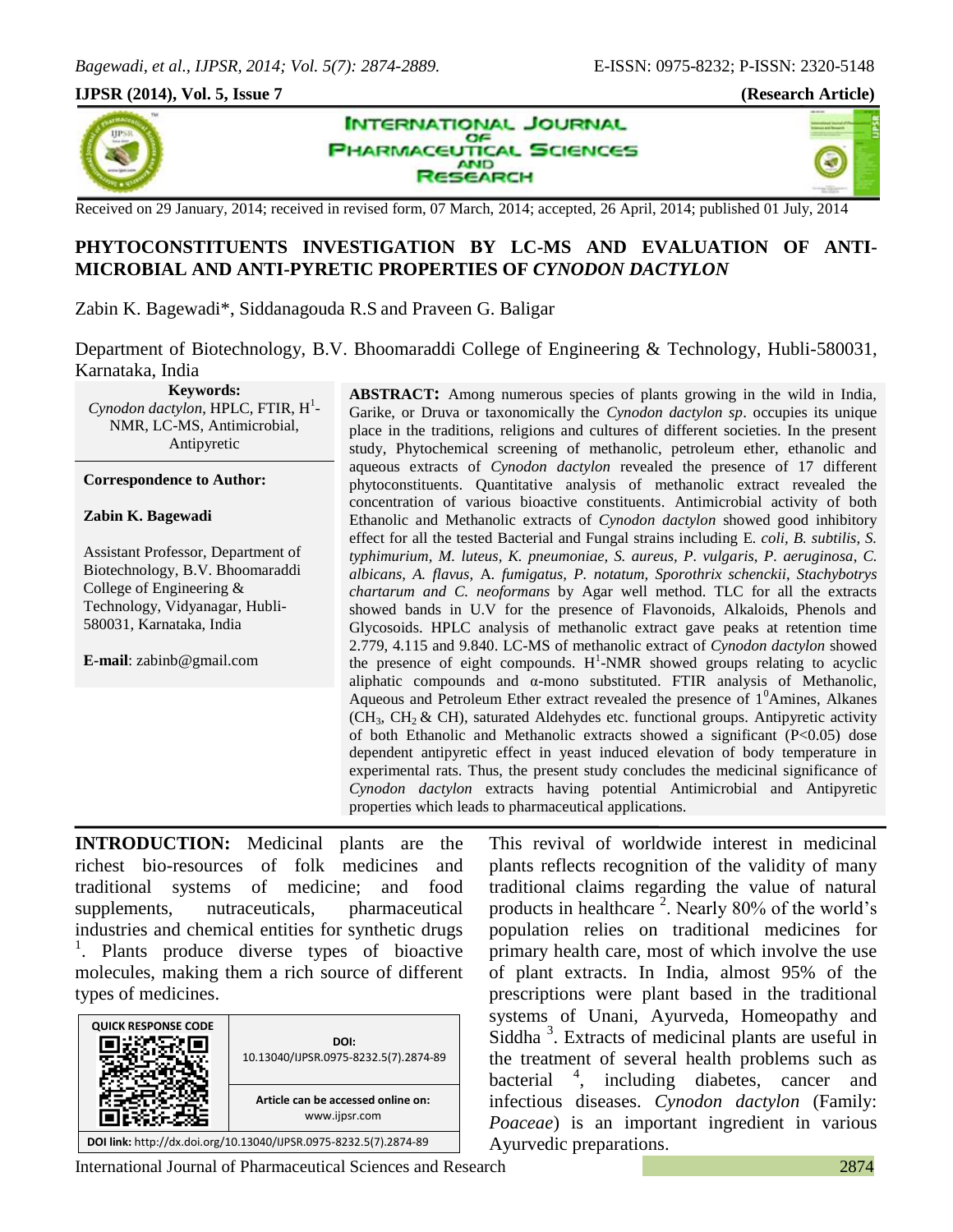Received on 29 January, 2014; received in revised form, 07 March, 2014; accepted, 26 April, 2014; published 01 July, 2014

# PHYTOCONSTITUENTS INVESTIGATION BY LC-MS AND EVALUATION OF ANTI-MICROBIAL AND ANTI-PYRETIC PROPERTIES OF *CYNODON DACTYLON*

Zabin K. Bagewadi*, Siddanagouda R.S and Praveen G. Baligar

Department of Biotechnology, B.V. Bhoomaraddi College of Engineering & Technology, Hubli-580031, Karnataka, India

**Keywords:**

*Cynodon dactylon*, HPLC, FTIR, $H^1$-NMR, LC-MS, Antimicrobial, Antipyretic

**Correspondence to Author:**

**Zabin K. Bagewadi**

Assistant Professor, Department of Biotechnology, B.V. Bhoomaraddi College of Engineering & Technology, Vidyanagar, Hubli-580031, Karnataka, India

**E-mail**: zabinb@gmail.com

**ABSTRACT:** Among numerous species of plants growing in the wild in India, Garike, or Druva or taxonomically the *Cynodon dactylon sp*. occupies its unique place in the traditions, religions and cultures of different societies. In the present study, Phytochemical screening of methanolic, petroleum ether, ethanolic and aqueous extracts of *Cynodon dactylon* revealed the presence of 17 different phytoconstituents. Quantitative analysis of methanolic extract revealed the concentration of various bioactive constituents. Antimicrobial activity of both Ethanolic and Methanolic extracts of *Cynodon dactylon* showed good inhibitory effect for all the tested Bacterial and Fungal strains including *E. coli, B. subtilis, S. typhimurium, M. luteus, K. pneumoniae, S. aureus, P. vulgaris, P. aeruginosa, C. albicans, A. flavus,* A. *fumigatus, P. notatum, Sporothrix schenckii*, *Stachybotrys chartarum and C. neoformans* by Agar well method. TLC for all the extracts showed bands in U.V for the presence of Flavonoids, Alkaloids, Phenols and Glycosoids. HPLC analysis of methanolic extract gave peaks at retention time 2.779, 4.115 and 9.840. LC-MS of methanolic extract of *Cynodon dactylon* showed the presence of eight compounds. $H^1$-NMR showed groups relating to acyclic aliphatic compounds and α-mono substituted. FTIR analysis of Methanolic, Aqueous and Petroleum Ether extract revealed the presence of $1^0$Amines, Alkanes ($CH_3$, $CH_2$ & CH), saturated Aldehydes etc. functional groups. Antipyretic activity of both Ethanolic and Methanolic extracts showed a significant ($P<0.05$) dose dependent antipyretic effect in yeast induced elevation of body temperature in experimental rats. Thus, the present study concludes the medicinal significance of *Cynodon dactylon* extracts having potential Antimicrobial and Antipyretic properties which leads to pharmaceutical applications.

**INTRODUCTION:** Medicinal plants are the richest bio-resources of folk medicines and traditional systems of medicine; and food supplements, nutraceuticals, pharmaceutical industries and chemical entities for synthetic drugs [1]. Plants produce diverse types of bioactive molecules, making them a rich source of different types of medicines.

| QUICK RESPONSE CODE | DOI: 10.13040/IJPSR.0975-8232.5(7).2874-89 |
| --- | --- |
| | Article can be accessed online on: www.ijpsr.com |

DOI link: http://dx.doi.org/10.13040/IJPSR.0975-8232.5(7).2874-89

This revival of worldwide interest in medicinal plants reflects recognition of the validity of many traditional claims regarding the value of natural products in healthcare [2]. Nearly 80% of the world's population relies on traditional medicines for primary health care, most of which involve the use of plant extracts. In India, almost 95% of the prescriptions were plant based in the traditional systems of Unani, Ayurveda, Homeopathy and Siddha [3]. Extracts of medicinal plants are useful in the treatment of several health problems such as bacterial [4], including diabetes, cancer and infectious diseases. *Cynodon dactylon* (Family: *Poaceae*) is an important ingredient in various Ayurvedic preparations.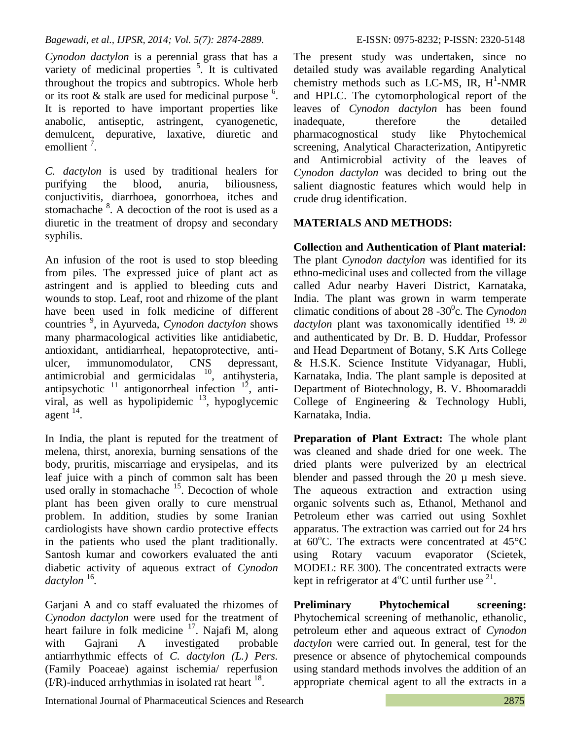*Cynodon dactylon* is a perennial grass that has a variety of medicinal properties [5]. It is cultivated throughout the tropics and subtropics. Whole herb or its root & stalk are used for medicinal purpose [6]. It is reported to have important properties like anabolic, antiseptic, astringent, cyanogenetic, demulcent, depurative, laxative, diuretic and emollient [7].

*C. dactylon* is used by traditional healers for purifying the blood, anuria, biliousness, conjuctivitis, diarrhoea, gonorrhoea, itches and stomachache [8]. A decoction of the root is used as a diuretic in the treatment of dropsy and secondary syphilis.

An infusion of the root is used to stop bleeding from piles. The expressed juice of plant act as astringent and is applied to bleeding cuts and wounds to stop. Leaf, root and rhizome of the plant have been used in folk medicine of different countries [9], in Ayurveda, *Cynodon dactylon* shows many pharmacological activities like antidiabetic, antioxidant, antidiarrheal, hepatoprotective, anti-ulcer, immunomodulator, CNS depressant, antimicrobial and germicidalas [10], antihysteria, antipsychotic [11] antigonorrheal infection [12], anti-viral, as well as hypolipidemic [13], hypoglycemic agent [14].

In India, the plant is reputed for the treatment of melena, thirst, anorexia, burning sensations of the body, pruritis, miscarriage and erysipelas, and its leaf juice with a pinch of common salt has been used orally in stomachache [15]. Decoction of whole plant has been given orally to cure menstrual problem. In addition, studies by some Iranian cardiologists have shown cardio protective effects in the patients who used the plant traditionally. Santosh kumar and coworkers evaluated the anti diabetic activity of aqueous extract of *Cynodon dactylon* [16].

Garjani A and co staff evaluated the rhizomes of *Cynodon dactylon* were used for the treatment of heart failure in folk medicine [17]. Najafi M, along with Gajrani A investigated probable antiarrhythmic effects of *C. dactylon (L.) Pers.* (Family Poaceae) against ischemia/ reperfusion (I/R)-induced arrhythmias in isolated rat heart [18].

The present study was undertaken, since no detailed study was available regarding Analytical chemistry methods such as LC-MS, IR, $H^1$-NMR and HPLC. The cytomorphological report of the leaves of *Cynodon dactylon* has been found inadequate, therefore the detailed pharmacognostical study like Phytochemical screening, Analytical Characterization, Antipyretic and Antimicrobial activity of the leaves of *Cynodon dactylon* was decided to bring out the salient diagnostic features which would help in crude drug identification.

## MATERIALS AND METHODS:

**Collection and Authentication of Plant material:** The plant *Cynodon dactylon* was identified for its ethno-medicinal uses and collected from the village called Adur nearby Haveri District, Karnataka, India. The plant was grown in warm temperate climatic conditions of about 28 -30$^0$c. The *Cynodon dactylon* plant was taxonomically identified [19, 20] and authenticated by Dr. B. D. Huddar, Professor and Head Department of Botany, S.K Arts College & H.S.K. Science Institute Vidyanagar, Hubli, Karnataka, India. The plant sample is deposited at Department of Biotechnology, B. V. Bhoomaraddi College of Engineering & Technology Hubli, Karnataka, India.

**Preparation of Plant Extract:** The whole plant was cleaned and shade dried for one week. The dried plants were pulverized by an electrical blender and passed through the 20 µ mesh sieve. The aqueous extraction and extraction using organic solvents such as, Ethanol, Methanol and Petroleum ether was carried out using Soxhlet apparatus. The extraction was carried out for 24 hrs at 60$^o$C. The extracts were concentrated at 45°C using Rotary vacuum evaporator (Scietek, MODEL: RE 300). The concentrated extracts were kept in refrigerator at 4$^o$C until further use [21].

**Preliminary Phytochemical screening:** Phytochemical screening of methanolic, ethanolic, petroleum ether and aqueous extract of *Cynodon dactylon* were carried out. In general, test for the presence or absence of phytochemical compounds using standard methods involves the addition of an appropriate chemical agent to all the extracts in a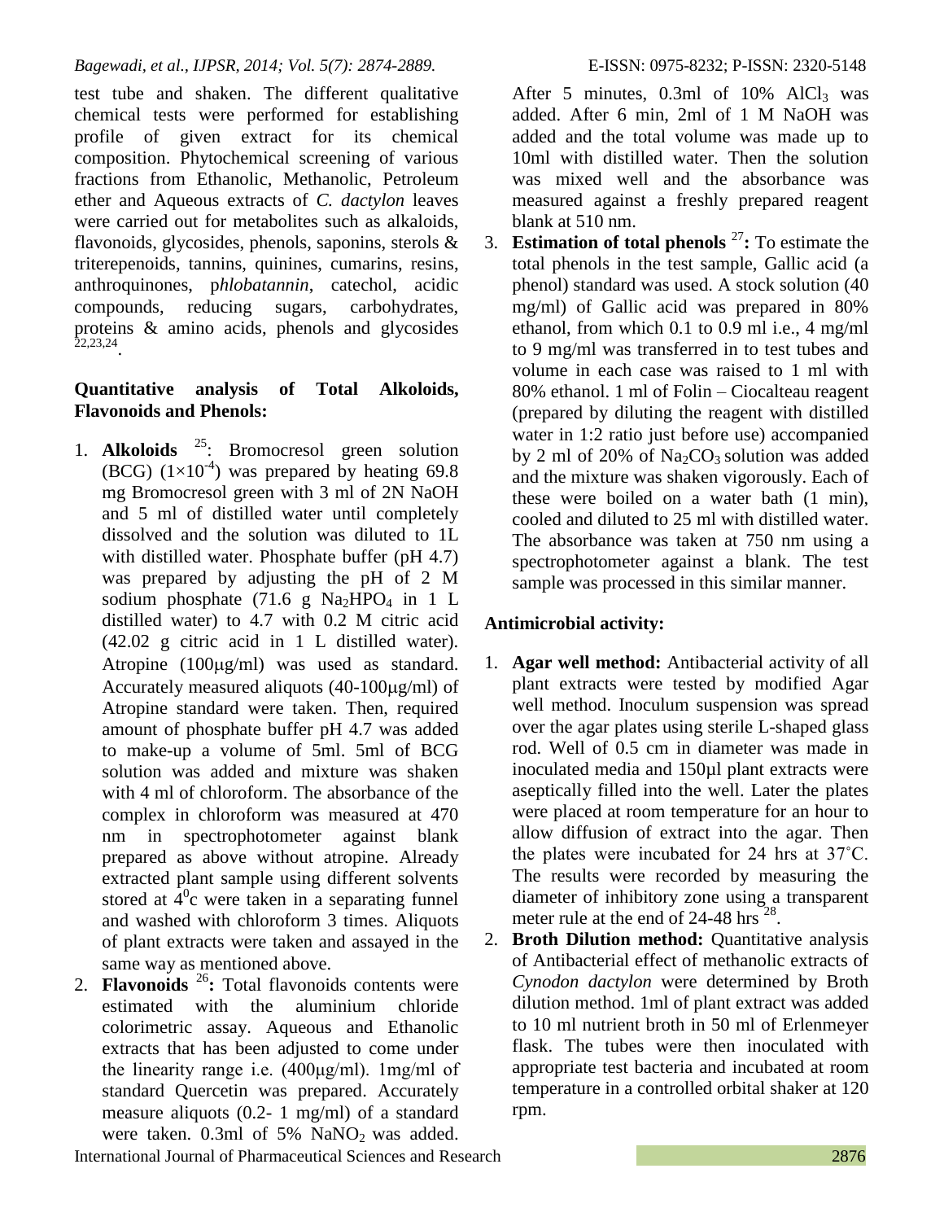test tube and shaken. The different qualitative chemical tests were performed for establishing profile of given extract for its chemical composition. Phytochemical screening of various fractions from Ethanolic, Methanolic, Petroleum ether and Aqueous extracts of *C. dactylon* leaves were carried out for metabolites such as alkaloids, flavonoids, glycosides, phenols, saponins, sterols & triterepenoids, tannins, quinines, cumarins, resins, anthroquinones, p*hlobatannin*, catechol, acidic compounds, reducing sugars, carbohydrates, proteins & amino acids, phenols and glycosides [22,23,24].

**Quantitative analysis of Total Alkoloids, Flavonoids and Phenols:**

1. **Alkoloids** [25]: Bromocresol green solution (BCG) ($1\times10^{-4}$) was prepared by heating 69.8 mg Bromocresol green with 3 ml of 2N NaOH and 5 ml of distilled water until completely dissolved and the solution was diluted to 1L with distilled water. Phosphate buffer (pH 4.7) was prepared by adjusting the pH of 2 M sodium phosphate (71.6 g $Na_2HPO_4$ in 1 L distilled water) to 4.7 with 0.2 M citric acid (42.02 g citric acid in 1 L distilled water). Atropine (100μg/ml) was used as standard. Accurately measured aliquots (40-100μg/ml) of Atropine standard were taken. Then, required amount of phosphate buffer pH 4.7 was added to make-up a volume of 5ml. 5ml of BCG solution was added and mixture was shaken with 4 ml of chloroform. The absorbance of the complex in chloroform was measured at 470 nm in spectrophotometer against blank prepared as above without atropine. Already extracted plant sample using different solvents stored at $4^0$c were taken in a separating funnel and washed with chloroform 3 times. Aliquots of plant extracts were taken and assayed in the same way as mentioned above.
2. **Flavonoids** [26]**:** Total flavonoids contents were estimated with the aluminium chloride colorimetric assay. Aqueous and Ethanolic extracts that has been adjusted to come under the linearity range i.e. (400μg/ml). 1mg/ml of standard Quercetin was prepared. Accurately measure aliquots (0.2- 1 mg/ml) of a standard were taken. 0.3ml of 5% $NaNO_2$ was added. After 5 minutes, 0.3ml of 10% $AlCl_3$ was added. After 6 min, 2ml of 1 M NaOH was added and the total volume was made up to 10ml with distilled water. Then the solution was mixed well and the absorbance was measured against a freshly prepared reagent blank at 510 nm.
3. **Estimation of total phenols** [27]**:** To estimate the total phenols in the test sample, Gallic acid (a phenol) standard was used. A stock solution (40 mg/ml) of Gallic acid was prepared in 80% ethanol, from which 0.1 to 0.9 ml i.e., 4 mg/ml to 9 mg/ml was transferred in to test tubes and volume in each case was raised to 1 ml with 80% ethanol. 1 ml of Folin – Ciocalteau reagent (prepared by diluting the reagent with distilled water in 1:2 ratio just before use) accompanied by 2 ml of 20% of $Na_2CO_3$ solution was added and the mixture was shaken vigorously. Each of these were boiled on a water bath (1 min), cooled and diluted to 25 ml with distilled water. The absorbance was taken at 750 nm using a spectrophotometer against a blank. The test sample was processed in this similar manner.

**Antimicrobial activity:**

1. **Agar well method:** Antibacterial activity of all plant extracts were tested by modified Agar well method. Inoculum suspension was spread over the agar plates using sterile L-shaped glass rod. Well of 0.5 cm in diameter was made in inoculated media and 150µl plant extracts were aseptically filled into the well. Later the plates were placed at room temperature for an hour to allow diffusion of extract into the agar. Then the plates were incubated for 24 hrs at 37˚C. The results were recorded by measuring the diameter of inhibitory zone using a transparent meter rule at the end of 24-48 hrs [28].
2. **Broth Dilution method:** Quantitative analysis of Antibacterial effect of methanolic extracts of *Cynodon dactylon* were determined by Broth dilution method. 1ml of plant extract was added to 10 ml nutrient broth in 50 ml of Erlenmeyer flask. The tubes were then inoculated with appropriate test bacteria and incubated at room temperature in a controlled orbital shaker at 120 rpm.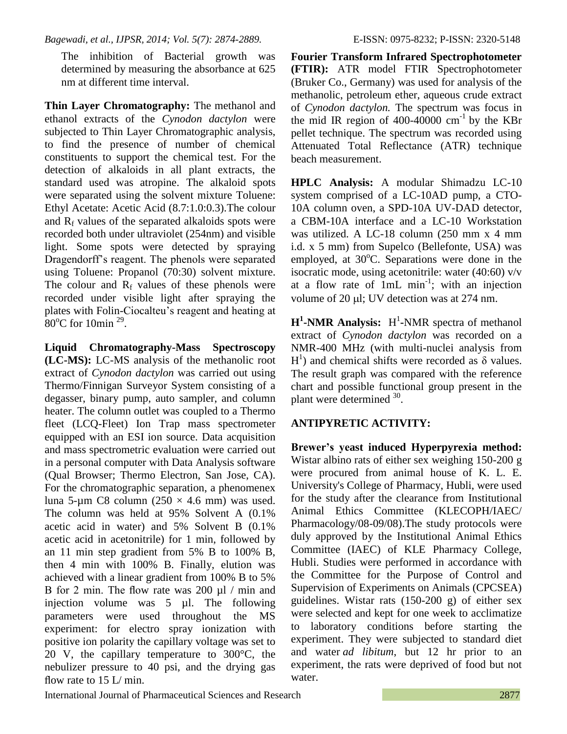The inhibition of Bacterial growth was determined by measuring the absorbance at 625 nm at different time interval.

**Thin Layer Chromatography:** The methanol and ethanol extracts of the *Cynodon dactylon* were subjected to Thin Layer Chromatographic analysis, to find the presence of number of chemical constituents to support the chemical test. For the detection of alkaloids in all plant extracts, the standard used was atropine. The alkaloid spots were separated using the solvent mixture Toluene: Ethyl Acetate: Acetic Acid (8.7:1.0:0.3).The colour and $R_f$ values of the separated alkaloids spots were recorded both under ultraviolet (254nm) and visible light. Some spots were detected by spraying Dragendorff's reagent. The phenols were separated using Toluene: Propanol (70:30) solvent mixture. The colour and $R_f$ values of these phenols were recorded under visible light after spraying the plates with Folin-Ciocalteu's reagent and heating at $80^oC$ for 10min [29].

**Liquid Chromatography-Mass Spectroscopy (LC-MS):** LC-MS analysis of the methanolic root extract of *Cynodon dactylon* was carried out using Thermo/Finnigan Surveyor System consisting of a degasser, binary pump, auto sampler, and column heater. The column outlet was coupled to a Thermo fleet (LCQ-Fleet) Ion Trap mass spectrometer equipped with an ESI ion source. Data acquisition and mass spectrometric evaluation were carried out in a personal computer with Data Analysis software (Qual Browser; Thermo Electron, San Jose, CA). For the chromatographic separation, a phenomenex luna 5-µm C8 column ($250 \times 4.6$ mm) was used. The column was held at 95% Solvent A (0.1% acetic acid in water) and 5% Solvent B (0.1% acetic acid in acetonitrile) for 1 min, followed by an 11 min step gradient from 5% B to 100% B, then 4 min with 100% B. Finally, elution was achieved with a linear gradient from 100% B to 5% B for 2 min. The flow rate was 200 µl / min and injection volume was 5 µl. The following parameters were used throughout the MS experiment: for electro spray ionization with positive ion polarity the capillary voltage was set to 20 V, the capillary temperature to 300°C, the nebulizer pressure to 40 psi, and the drying gas flow rate to 15 L/ min.

**Fourier Transform Infrared Spectrophotometer (FTIR):** ATR model FTIR Spectrophotometer (Bruker Co., Germany) was used for analysis of the methanolic, petroleum ether, aqueous crude extract of *Cynodon dactylon.* The spectrum was focus in the mid IR region of 400-40000 $cm^{-1}$ by the KBr pellet technique. The spectrum was recorded using Attenuated Total Reflectance (ATR) technique beach measurement.

**HPLC Analysis:** A modular Shimadzu LC-10 system comprised of a LC-10AD pump, a CTO-10A column oven, a SPD-10A UV-DAD detector, a CBM-10A interface and a LC-10 Workstation was utilized. A LC-18 column (250 mm x 4 mm i.d. x 5 mm) from Supelco (Bellefonte, USA) was employed, at $30^oC$. Separations were done in the isocratic mode, using acetonitrile: water (40:60) v/v at a flow rate of 1mL $min^{-1}$; with an injection volume of 20 µl; UV detection was at 274 nm.

**$H^1$-NMR Analysis:** $H^1$-NMR spectra of methanol extract of *Cynodon dactylon* was recorded on a NMR-400 MHz (with multi-nuclei analysis from $H^1$) and chemical shifts were recorded as $\delta$ values. The result graph was compared with the reference chart and possible functional group present in the plant were determined [30].

## ANTIPYRETIC ACTIVITY:

**Brewer's yeast induced Hyperpyrexia method:** Wistar albino rats of either sex weighing 150-200 g were procured from animal house of K. L. E. University's College of Pharmacy, Hubli, were used for the study after the clearance from Institutional Animal Ethics Committee (KLECOPH/IAEC/ Pharmacology/08-09/08).The study protocols were duly approved by the Institutional Animal Ethics Committee (IAEC) of KLE Pharmacy College, Hubli. Studies were performed in accordance with the Committee for the Purpose of Control and Supervision of Experiments on Animals (CPCSEA) guidelines. Wistar rats (150-200 g) of either sex were selected and kept for one week to acclimatize to laboratory conditions before starting the experiment. They were subjected to standard diet and water *ad libitum*, but 12 hr prior to an experiment, the rats were deprived of food but not water.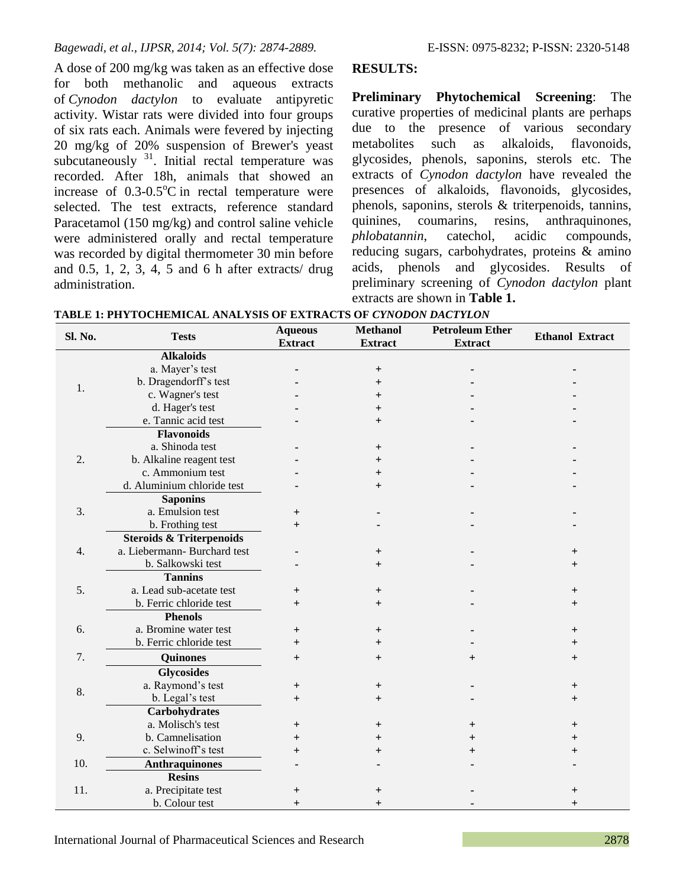A dose of 200 mg/kg was taken as an effective dose for both methanolic and aqueous extracts of *Cynodon dactylon* to evaluate antipyretic activity. Wistar rats were divided into four groups of six rats each. Animals were fevered by injecting 20 mg/kg of 20% suspension of Brewer's yeast subcutaneously [31]. Initial rectal temperature was recorded. After 18h, animals that showed an increase of 0.3-0.5°C in rectal temperature were selected. The test extracts, reference standard Paracetamol (150 mg/kg) and control saline vehicle were administered orally and rectal temperature was recorded by digital thermometer 30 min before and 0.5, 1, 2, 3, 4, 5 and 6 h after extracts/ drug administration.

## RESULTS:

**Preliminary Phytochemical Screening**: The curative properties of medicinal plants are perhaps due to the presence of various secondary metabolites such as alkaloids, flavonoids, glycosides, phenols, saponins, sterols etc. The extracts of *Cynodon dactylon* have revealed the presences of alkaloids, flavonoids, glycosides, phenols, saponins, sterols & triterpenoids, tannins, quinines, coumarins, resins, anthraquinones, *phlobatannin*, catechol, acidic compounds, reducing sugars, carbohydrates, proteins & amino acids, phenols and glycosides. Results of preliminary screening of *Cynodon dactylon* plant extracts are shown in **Table 1.**

**TABLE 1: PHYTOCHEMICAL ANALYSIS OF EXTRACTS OF *CYNODON DACTYLON***

| Sl. No. | Tests | Aqueous Extract | Methanol Extract | Petroleum Ether Extract | Ethanol Extract |
|---|---|---|---|---|---|
| 1. | **Alkaloids** | | | | |
| | a. Mayer's test | - | + | - | - |
| | b. Dragendorff's test | - | + | - | - |
| | c. Wagner's test | - | + | - | - |
| | d. Hager's test | - | + | - | - |
| | e. Tannic acid test | - | + | - | - |
| 2. | **Flavonoids** | | | | |
| | a. Shinoda test | - | + | - | - |
| | b. Alkaline reagent test | - | + | - | - |
| | c. Ammonium test | - | + | - | - |
| | d. Aluminium chloride test | - | + | - | - |
| 3. | **Saponins** | | | | |
| | a. Emulsion test | + | - | - | - |
| | b. Frothing test | + | - | - | - |
| 4. | **Steroids & Triterpenoids** | | | | |
| | a. Liebermann- Burchard test | - | + | - | + |
| | b. Salkowski test | - | + | - | + |
| 5. | **Tannins** | | | | |
| | a. Lead sub-acetate test | + | + | - | + |
| | b. Ferric chloride test | + | + | - | + |
| 6. | **Phenols** | | | | |
| | a. Bromine water test | + | + | - | + |
| | b. Ferric chloride test | + | + | - | + |
| 7. | **Quinones** | + | + | + | + |
| 8. | **Glycosides** | | | | |
| | a. Raymond's test | + | + | - | + |
| | b. Legal's test | + | + | - | + |
| 9. | **Carbohydrates** | | | | |
| | a. Molisch's test | + | + | + | + |
| | b. Camnelisation | + | + | + | + |
| | c. Selwinoff's test | + | + | + | + |
| 10. | **Anthraquinones** | - | - | - | - |
| 11. | **Resins** | | | | |
| | a. Precipitate test | + | + | - | + |
| | b. Colour test | + | + | - | + |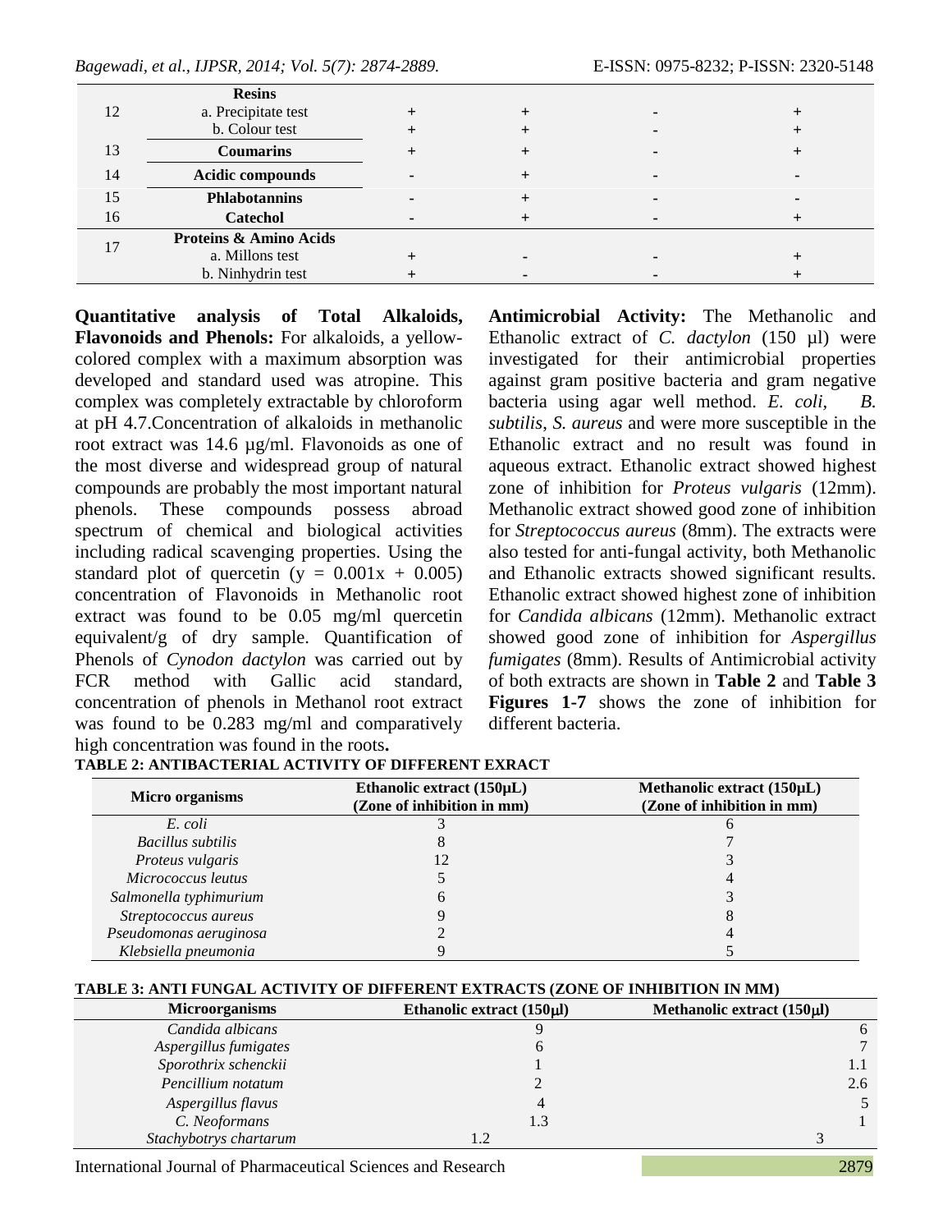| | | | | | |
|---|---|---|---|---|---|
| 12 | **Resins** | | | | |
| | a. Precipitate test | + | + | - | + |
| | b. Colour test | + | + | - | + |
| 13 | **Coumarins** | + | + | - | + |
| 14 | **Acidic compounds** | - | + | - | - |
| 15 | **Phlabotannins** | - | + | - | - |
| 16 | **Catechol** | - | + | - | + |
| 17 | **Proteins & Amino Acids** | | | | |
| | a. Millons test | + | - | - | + |
| | b. Ninhydrin test | + | - | - | + |

**Quantitative analysis of Total Alkaloids, Flavonoids and Phenols:** For alkaloids, a yellow-colored complex with a maximum absorption was developed and standard used was atropine. This complex was completely extractable by chloroform at pH 4.7.Concentration of alkaloids in methanolic root extract was 14.6 µg/ml. Flavonoids as one of the most diverse and widespread group of natural compounds are probably the most important natural phenols. These compounds possess abroad spectrum of chemical and biological activities including radical scavenging properties. Using the standard plot of quercetin ($y = 0.001x + 0.005$) concentration of Flavonoids in Methanolic root extract was found to be 0.05 mg/ml quercetin equivalent/g of dry sample. Quantification of Phenols of *Cynodon dactylon* was carried out by FCR method with Gallic acid standard, concentration of phenols in Methanol root extract was found to be 0.283 mg/ml and comparatively high concentration was found in the roots**.**

**Antimicrobial Activity:** The Methanolic and Ethanolic extract of *C. dactylon* (150 µl) were investigated for their antimicrobial properties against gram positive bacteria and gram negative bacteria using agar well method. *E. coli, B. subtilis*, *S. aureus* and were more susceptible in the Ethanolic extract and no result was found in aqueous extract. Ethanolic extract showed highest zone of inhibition for *Proteus vulgaris* (12mm). Methanolic extract showed good zone of inhibition for *Streptococcus aureus* (8mm). The extracts were also tested for anti-fungal activity, both Methanolic and Ethanolic extracts showed significant results. Ethanolic extract showed highest zone of inhibition for *Candida albicans* (12mm). Methanolic extract showed good zone of inhibition for *Aspergillus fumigates* (8mm). Results of Antimicrobial activity of both extracts are shown in **Table 2** and **Table 3 Figures 1-7** shows the zone of inhibition for different bacteria.

**TABLE 2: ANTIBACTERIAL ACTIVITY OF DIFFERENT EXRACT**

| Micro organisms | Ethanolic extract (150µL) (Zone of inhibition in mm) | Methanolic extract (150µL) (Zone of inhibition in mm) |
|---|---|---|
| *E. coli* | 3 | 6 |
| *Bacillus subtilis* | 8 | 7 |
| *Proteus vulgaris* | 12 | 3 |
| *Micrococcus leutus* | 5 | 4 |
| *Salmonella typhimurium* | 6 | 3 |
| *Streptococcus aureus* | 9 | 8 |
| *Pseudomonas aeruginosa* | 2 | 4 |
| *Klebsiella pneumonia* | 9 | 5 |

**TABLE 3: ANTI FUNGAL ACTIVITY OF DIFFERENT EXTRACTS (ZONE OF INHIBITION IN MM)**

| Microorganisms | Ethanolic extract (150µl) | Methanolic extract (150µl) |
|---|---|---|
| *Candida albicans* | 9 | 6 |
| *Aspergillus fumigates* | 6 | 7 |
| *Sporothrix schenckii* | 1 | 1.1 |
| *Pencillium notatum* | 2 | 2.6 |
| *Aspergillus flavus* | 4 | 5 |
| *C. Neoformans* | 1.3 | 1 |
| *Stachybotrys chartarum* | 1.2 | 3 |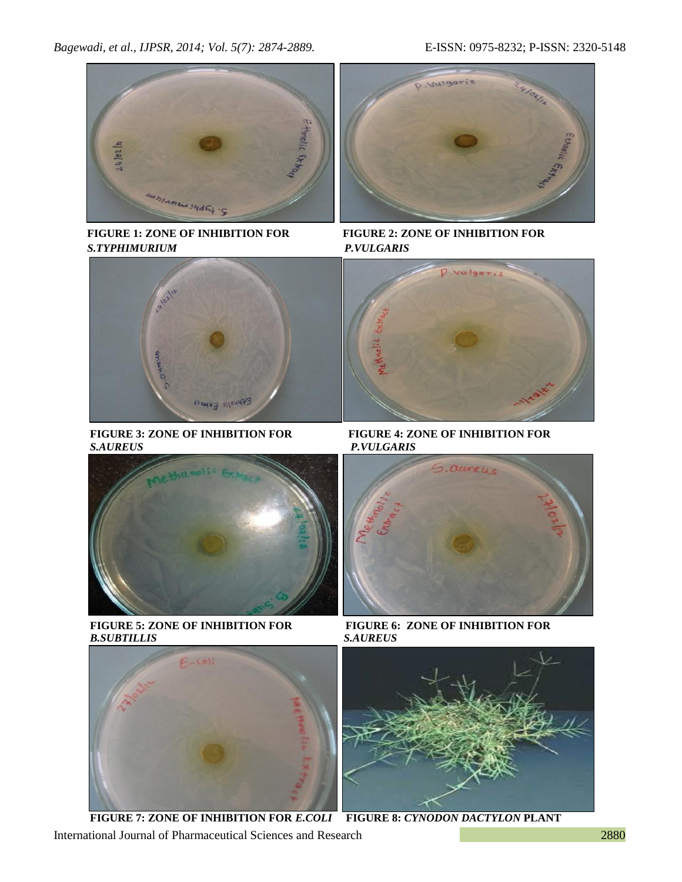**FIGURE 1: ZONE OF INHIBITION FOR *S.TYPHIMURIUM***

**FIGURE 2: ZONE OF INHIBITION FOR *P.VULGARIS***

**FIGURE 3: ZONE OF INHIBITION FOR *S.AUREUS***

**FIGURE 4: ZONE OF INHIBITION FOR *P.VULGARIS***

**FIGURE 5: ZONE OF INHIBITION FOR *B.SUBTILLIS***

**FIGURE 6: ZONE OF INHIBITION FOR *S.AUREUS***

**FIGURE 7: ZONE OF INHIBITION FOR *E.COLI***

**FIGURE 8: *CYNODON DACTYLON* PLANT**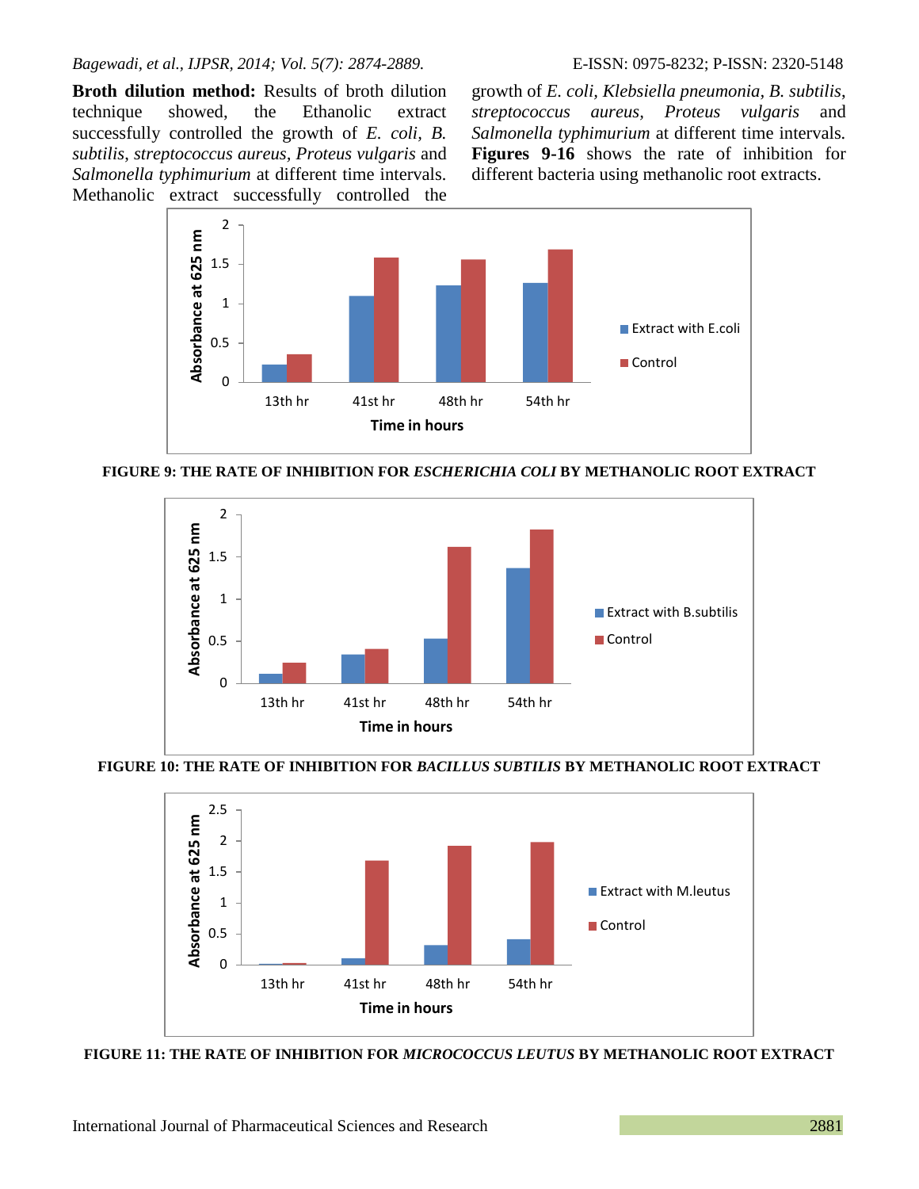**Broth dilution method:** Results of broth dilution technique showed, the Ethanolic extract successfully controlled the growth of *E. coli*, *B. subtilis*, *streptococcus aureus*, *Proteus vulgaris* and *Salmonella typhimurium* at different time intervals. Methanolic extract successfully controlled the growth of *E. coli*, *Klebsiella pneumonia*, *B. subtilis*, *streptococcus aureus*, *Proteus vulgaris* and *Salmonella typhimurium* at different time intervals. **Figures 9-16** shows the rate of inhibition for different bacteria using methanolic root extracts.

**FIGURE 9: THE RATE OF INHIBITION FOR *ESCHERICHIA COLI* BY METHANOLIC ROOT EXTRACT**

**FIGURE 10: THE RATE OF INHIBITION FOR *BACILLUS SUBTILIS* BY METHANOLIC ROOT EXTRACT**

**FIGURE 11: THE RATE OF INHIBITION FOR *MICROCOCCUS LEUTUS* BY METHANOLIC ROOT EXTRACT**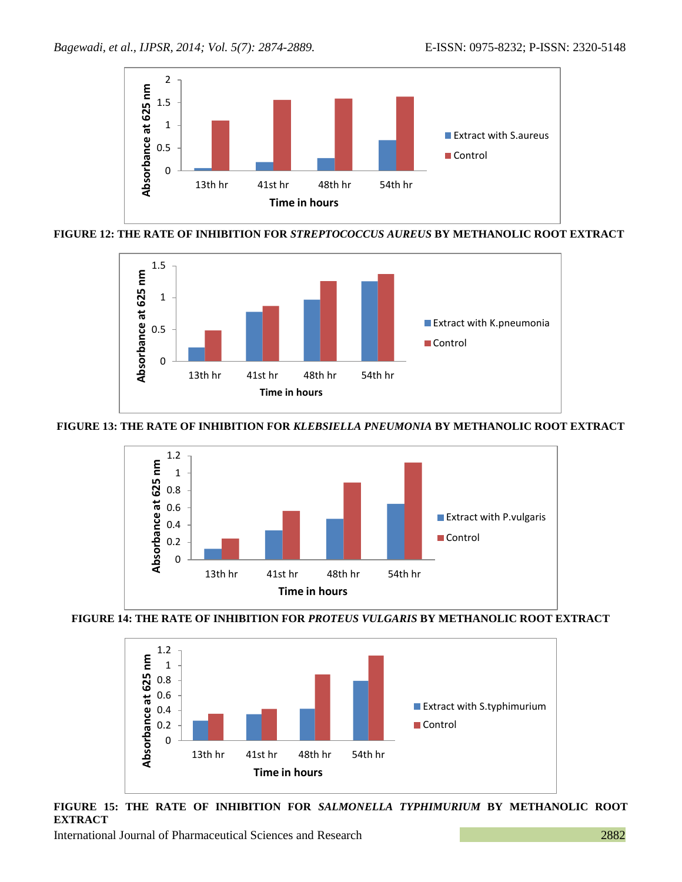**FIGURE 12: THE RATE OF INHIBITION FOR *STREPTOCOCCUS AUREUS* BY METHANOLIC ROOT EXTRACT**

**FIGURE 13: THE RATE OF INHIBITION FOR *KLEBSIELLA PNEUMONIA* BY METHANOLIC ROOT EXTRACT**

**FIGURE 14: THE RATE OF INHIBITION FOR *PROTEUS VULGARIS* BY METHANOLIC ROOT EXTRACT**

**FIGURE 15: THE RATE OF INHIBITION FOR *SALMONELLA TYPHIMURIUM* BY METHANOLIC ROOT EXTRACT**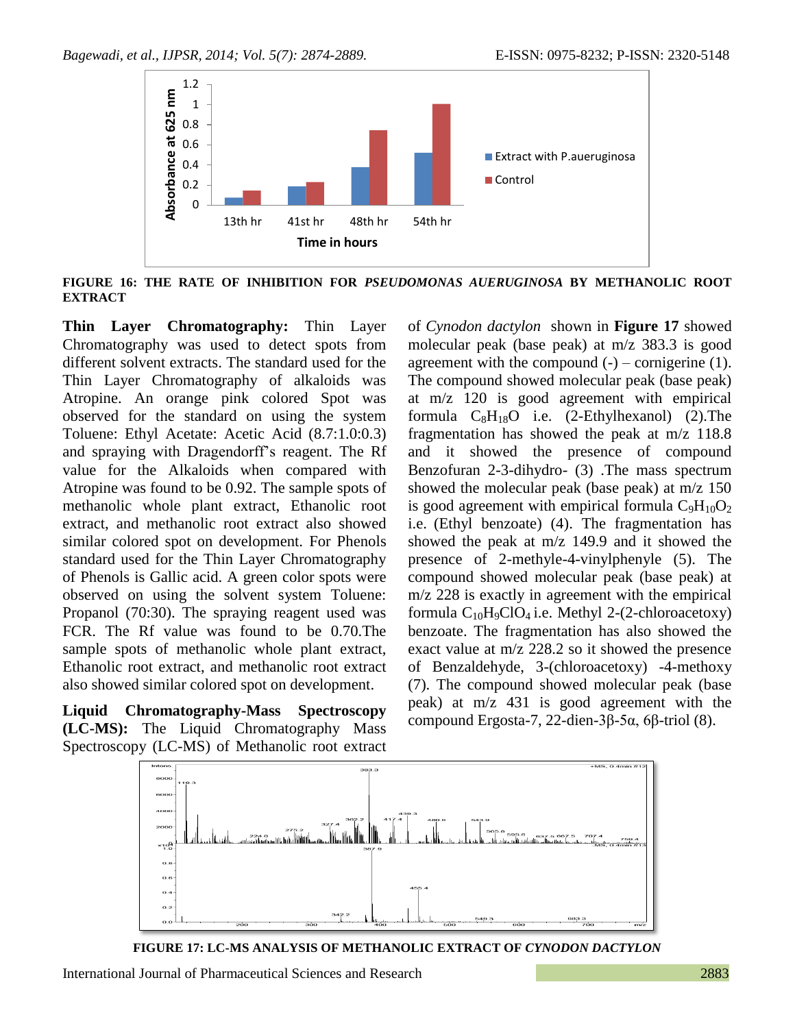FIGURE 16: THE RATE OF INHIBITION FOR *PSEUDOMONAS AUERUGINOSA* BY METHANOLIC ROOT EXTRACT

**Thin Layer Chromatography:** Thin Layer Chromatography was used to detect spots from different solvent extracts. The standard used for the Thin Layer Chromatography of alkaloids was Atropine. An orange pink colored Spot was observed for the standard on using the system Toluene: Ethyl Acetate: Acetic Acid (8.7:1.0:0.3) and spraying with Dragendorff's reagent. The Rf value for the Alkaloids when compared with Atropine was found to be 0.92. The sample spots of methanolic whole plant extract, Ethanolic root extract, and methanolic root extract also showed similar colored spot on development. For Phenols standard used for the Thin Layer Chromatography of Phenols is Gallic acid. A green color spots were observed on using the solvent system Toluene: Propanol (70:30). The spraying reagent used was FCR. The Rf value was found to be 0.70.The sample spots of methanolic whole plant extract, Ethanolic root extract, and methanolic root extract also showed similar colored spot on development.

**Liquid Chromatography-Mass Spectroscopy (LC-MS):** The Liquid Chromatography Mass Spectroscopy (LC-MS) of Methanolic root extract of *Cynodon dactylon* shown in **Figure 17** showed molecular peak (base peak) at m/z 383.3 is good agreement with the compound (-) – cornigerine (1). The compound showed molecular peak (base peak) at m/z 120 is good agreement with empirical formula $C_8H_{18}O$ i.e. (2-Ethylhexanol) (2).The fragmentation has showed the peak at m/z 118.8 and it showed the presence of compound Benzofuran 2-3-dihydro- (3) .The mass spectrum showed the molecular peak (base peak) at m/z 150 is good agreement with empirical formula $C_9H_{10}O_2$ i.e. (Ethyl benzoate) (4). The fragmentation has showed the peak at m/z 149.9 and it showed the presence of 2-methyle-4-vinylphenyle (5). The compound showed molecular peak (base peak) at m/z 228 is exactly in agreement with the empirical formula $C_{10}H_9ClO_4$ i.e. Methyl 2-(2-chloroacetoxy) benzoate. The fragmentation has also showed the exact value at m/z 228.2 so it showed the presence of Benzaldehyde, 3-(chloroacetoxy) -4-methoxy (7). The compound showed molecular peak (base peak) at m/z 431 is good agreement with the compound Ergosta-7, 22-dien-3β-5α, 6β-triol (8).

FIGURE 17: LC-MS ANALYSIS OF METHANOLIC EXTRACT OF *CYNODON DACTYLON*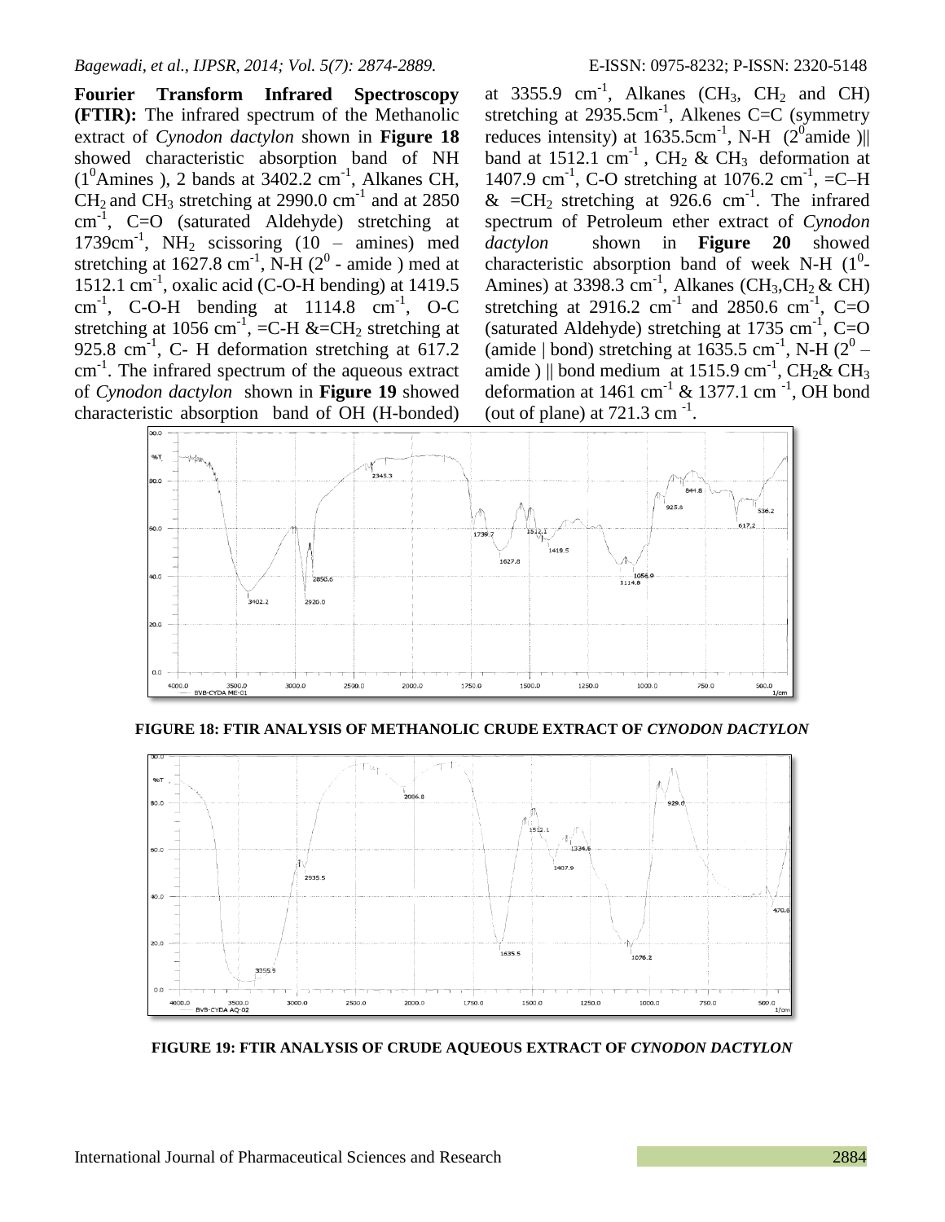**Fourier Transform Infrared Spectroscopy (FTIR):** The infrared spectrum of the Methanolic extract of *Cynodon dactylon* shown in **Figure 18** showed characteristic absorption band of NH ($1^0$Amines ), 2 bands at 3402.2 $cm^{-1}$, Alkanes CH, $CH_2$ and $CH_3$ stretching at 2990.0 $cm^{-1}$ and at 2850 $cm^{-1}$, C=O (saturated Aldehyde) stretching at 1739$cm^{-1}$, $NH_2$ scissoring (10 – amines) med stretching at 1627.8 $cm^{-1}$, N-H ($2^0$ - amide ) med at 1512.1 $cm^{-1}$, oxalic acid (C-O-H bending) at 1419.5 $cm^{-1}$, C-O-H bending at 1114.8 $cm^{-1}$, O-C stretching at 1056 $cm^{-1}$, =C-H &=$CH_2$ stretching at 925.8 $cm^{-1}$, C- H deformation stretching at 617.2 $cm^{-1}$. The infrared spectrum of the aqueous extract of *Cynodon dactylon* shown in **Figure 19** showed characteristic absorption band of OH (H-bonded) at 3355.9 $cm^{-1}$, Alkanes ($CH_3$, $CH_2$ and CH) stretching at 2935.5$cm^{-1}$, Alkenes C=C (symmetry reduces intensity) at 1635.5$cm^{-1}$, N-H ($2^0$amide )|| band at 1512.1 $cm^{-1}$ , $CH_2$ & $CH_3$ deformation at 1407.9 $cm^{-1}$, C-O stretching at 1076.2 $cm^{-1}$, =C–H & =$CH_2$ stretching at 926.6 $cm^{-1}$. The infrared spectrum of Petroleum ether extract of *Cynodon dactylon* shown in **Figure 20** showed characteristic absorption band of week N-H ($1^0$-Amines) at 3398.3 $cm^{-1}$, Alkanes ($CH_3$,$CH_2$ & CH) stretching at 2916.2 $cm^{-1}$ and 2850.6 $cm^{-1}$, C=O (saturated Aldehyde) stretching at 1735 $cm^{-1}$, C=O (amide | bond) stretching at 1635.5 $cm^{-1}$, N-H ($2^0$ – amide ) || bond medium at 1515.9 $cm^{-1}$, $CH_2$& $CH_3$ deformation at 1461 $cm^{-1}$ & 1377.1 $cm^{-1}$, OH bond (out of plane) at 721.3 $cm^{-1}$.

**FIGURE 18: FTIR ANALYSIS OF METHANOLIC CRUDE EXTRACT OF *CYNODON DACTYLON***

**FIGURE 19: FTIR ANALYSIS OF CRUDE AQUEOUS EXTRACT OF *CYNODON DACTYLON***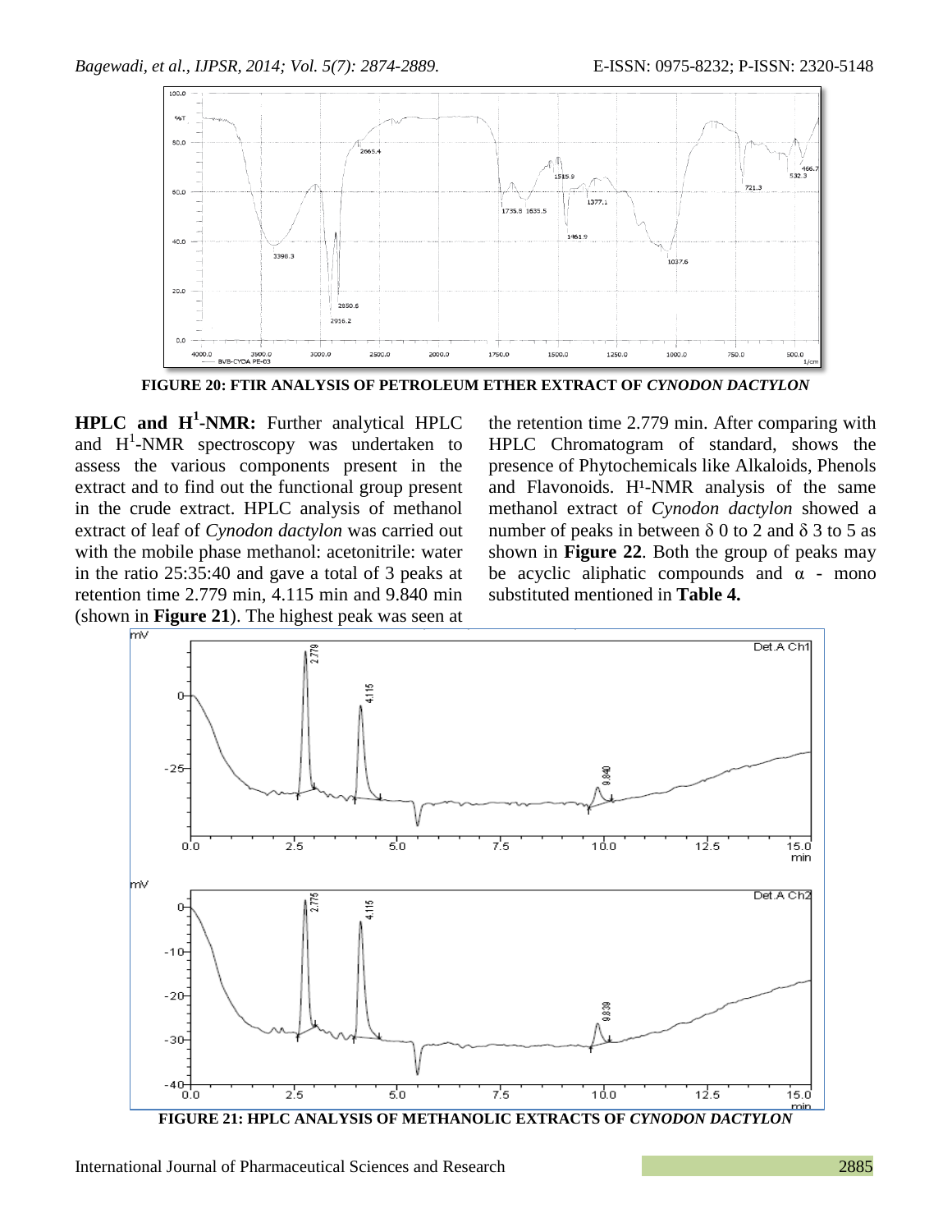FIGURE 20: FTIR ANALYSIS OF PETROLEUM ETHER EXTRACT OF *CYNODON DACTYLON*

**HPLC and $H^1$-NMR:** Further analytical HPLC and $H^1$-NMR spectroscopy was undertaken to assess the various components present in the extract and to find out the functional group present in the crude extract. HPLC analysis of methanol extract of leaf of *Cynodon dactylon* was carried out with the mobile phase methanol: acetonitrile: water in the ratio 25:35:40 and gave a total of 3 peaks at retention time 2.779 min, 4.115 min and 9.840 min (shown in **Figure 21**). The highest peak was seen at the retention time 2.779 min. After comparing with HPLC Chromatogram of standard, shows the presence of Phytochemicals like Alkaloids, Phenols and Flavonoids. $H^1$-NMR analysis of the same methanol extract of *Cynodon dactylon* showed a number of peaks in between δ 0 to 2 and δ 3 to 5 as shown in **Figure 22**. Both the group of peaks may be acyclic aliphatic compounds and α - mono substituted mentioned in **Table 4.**

FIGURE 21: HPLC ANALYSIS OF METHANOLIC EXTRACTS OF *CYNODON DACTYLON*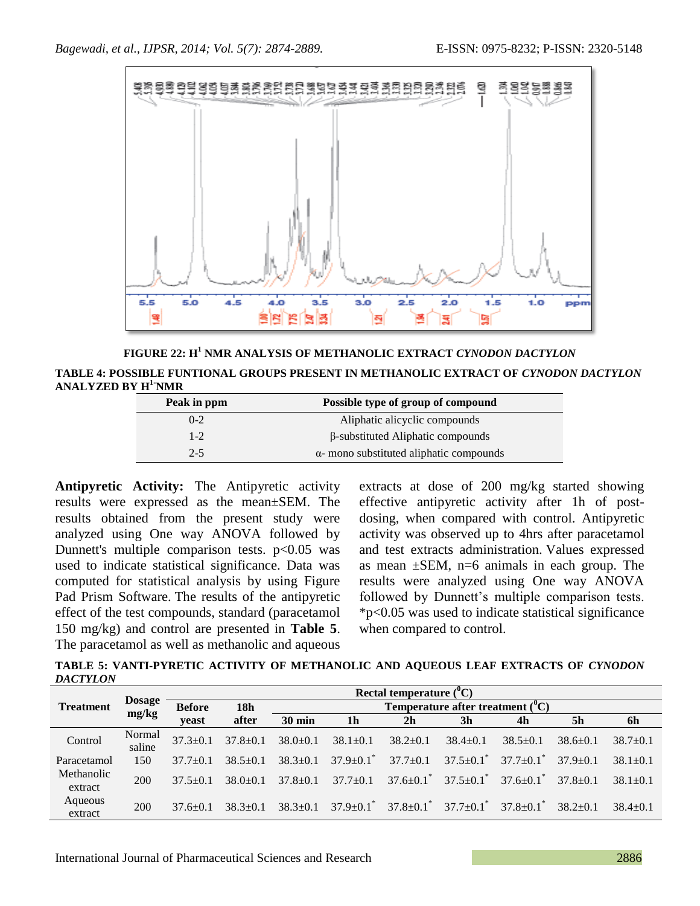FIGURE 22: H[1] NMR ANALYSIS OF METHANOLIC EXTRACT *CYNODON DACTYLON*

**TABLE 4: POSSIBLE FUNTIONAL GROUPS PRESENT IN METHANOLIC EXTRACT OF *CYNODON DACTYLON* ANALYZED BY H[1]-NMR**

| Peak in ppm | Possible type of group of compound |
|---|---|
| 0-2 | Aliphatic alicyclic compounds |
| 1-2 | β-substituted Aliphatic compounds |
| 2-5 | α- mono substituted aliphatic compounds |

**Antipyretic Activity:** The Antipyretic activity results were expressed as the mean±SEM. The results obtained from the present study were analyzed using One way ANOVA followed by Dunnett's multiple comparison tests. $p<0.05$ was used to indicate statistical significance. Data was computed for statistical analysis by using Figure Pad Prism Software. The results of the antipyretic effect of the test compounds, standard (paracetamol 150 mg/kg) and control are presented in **Table 5**. The paracetamol as well as methanolic and aqueous extracts at dose of 200 mg/kg started showing effective antipyretic activity after 1h of post-dosing, when compared with control. Antipyretic activity was observed up to 4hrs after paracetamol and test extracts administration. Values expressed as mean ±SEM, n=6 animals in each group. The results were analyzed using One way ANOVA followed by Dunnett's multiple comparison tests. *$p<0.05$ was used to indicate statistical significance when compared to control.

**TABLE 5: VANTI-PYRETIC ACTIVITY OF METHANOLIC AND AQUEOUS LEAF EXTRACTS OF *CYNODON DACTYLON***

| Treatment | Dosage mg/kg | Rectal temperature ($^0$C) | | | | | | | | |
|---|---|---|---|---|---|---|---|---|---|---|
| | | Before yeast | 18h after | Temperature after treatment ($^0$C) | | | | | | |
| | | | | 30 min | 1h | 2h | 3h | 4h | 5h | 6h |
| Control | Normal saline | 37.3±0.1 | 37.8±0.1 | 38.0±0.1 | 38.1±0.1 | 38.2±0.1 | 38.4±0.1 | 38.5±0.1 | 38.6±0.1 | 38.7±0.1 |
| Paracetamol | 150 | 37.7±0.1 | 38.5±0.1 | 38.3±0.1 | 37.9±0.1* | 37.7±0.1 | 37.5±0.1* | 37.7±0.1* | 37.9±0.1 | 38.1±0.1 |
| Methanolic extract | 200 | 37.5±0.1 | 38.0±0.1 | 37.8±0.1 | 37.7±0.1 | 37.6±0.1* | 37.5±0.1* | 37.6±0.1* | 37.8±0.1 | 38.1±0.1 |
| Aqueous extract | 200 | 37.6±0.1 | 38.3±0.1 | 38.3±0.1 | 37.9±0.1* | 37.8±0.1* | 37.7±0.1* | 37.8±0.1* | 38.2±0.1 | 38.4±0.1 |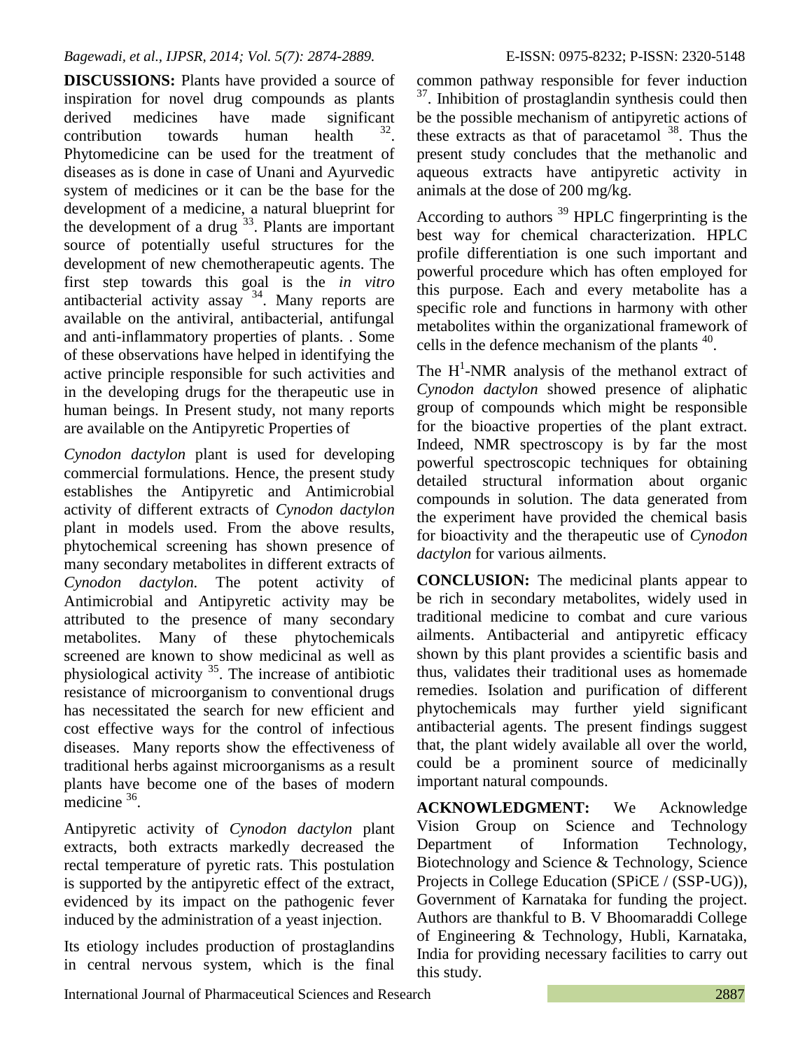**DISCUSSIONS:** Plants have provided a source of inspiration for novel drug compounds as plants derived medicines have made significant contribution towards human health [32]. Phytomedicine can be used for the treatment of diseases as is done in case of Unani and Ayurvedic system of medicines or it can be the base for the development of a medicine, a natural blueprint for the development of a drug [33]. Plants are important source of potentially useful structures for the development of new chemotherapeutic agents. The first step towards this goal is the *in vitro* antibacterial activity assay [34]. Many reports are available on the antiviral, antibacterial, antifungal and anti-inflammatory properties of plants. . Some of these observations have helped in identifying the active principle responsible for such activities and in the developing drugs for the therapeutic use in human beings. In Present study, not many reports are available on the Antipyretic Properties of

*Cynodon dactylon* plant is used for developing commercial formulations. Hence, the present study establishes the Antipyretic and Antimicrobial activity of different extracts of *Cynodon dactylon* plant in models used. From the above results, phytochemical screening has shown presence of many secondary metabolites in different extracts of *Cynodon dactylon.* The potent activity of Antimicrobial and Antipyretic activity may be attributed to the presence of many secondary metabolites. Many of these phytochemicals screened are known to show medicinal as well as physiological activity [35]. The increase of antibiotic resistance of microorganism to conventional drugs has necessitated the search for new efficient and cost effective ways for the control of infectious diseases. Many reports show the effectiveness of traditional herbs against microorganisms as a result plants have become one of the bases of modern medicine [36].

Antipyretic activity of *Cynodon dactylon* plant extracts, both extracts markedly decreased the rectal temperature of pyretic rats. This postulation is supported by the antipyretic effect of the extract, evidenced by its impact on the pathogenic fever induced by the administration of a yeast injection.

Its etiology includes production of prostaglandins in central nervous system, which is the final common pathway responsible for fever induction [37]. Inhibition of prostaglandin synthesis could then be the possible mechanism of antipyretic actions of these extracts as that of paracetamol [38]. Thus the present study concludes that the methanolic and aqueous extracts have antipyretic activity in animals at the dose of 200 mg/kg.

According to authors [39] HPLC fingerprinting is the best way for chemical characterization. HPLC profile differentiation is one such important and powerful procedure which has often employed for this purpose. Each and every metabolite has a specific role and functions in harmony with other metabolites within the organizational framework of cells in the defence mechanism of the plants [40].

The $H^1$-NMR analysis of the methanol extract of *Cynodon dactylon* showed presence of aliphatic group of compounds which might be responsible for the bioactive properties of the plant extract. Indeed, NMR spectroscopy is by far the most powerful spectroscopic techniques for obtaining detailed structural information about organic compounds in solution. The data generated from the experiment have provided the chemical basis for bioactivity and the therapeutic use of *Cynodon dactylon* for various ailments.

**CONCLUSION:** The medicinal plants appear to be rich in secondary metabolites, widely used in traditional medicine to combat and cure various ailments. Antibacterial and antipyretic efficacy shown by this plant provides a scientific basis and thus, validates their traditional uses as homemade remedies. Isolation and purification of different phytochemicals may further yield significant antibacterial agents. The present findings suggest that, the plant widely available all over the world, could be a prominent source of medicinally important natural compounds.

**ACKNOWLEDGMENT:** We Acknowledge Vision Group on Science and Technology Department of Information Technology, Biotechnology and Science & Technology, Science Projects in College Education (SPiCE / (SSP-UG)), Government of Karnataka for funding the project. Authors are thankful to B. V Bhoomaraddi College of Engineering & Technology, Hubli, Karnataka, India for providing necessary facilities to carry out this study.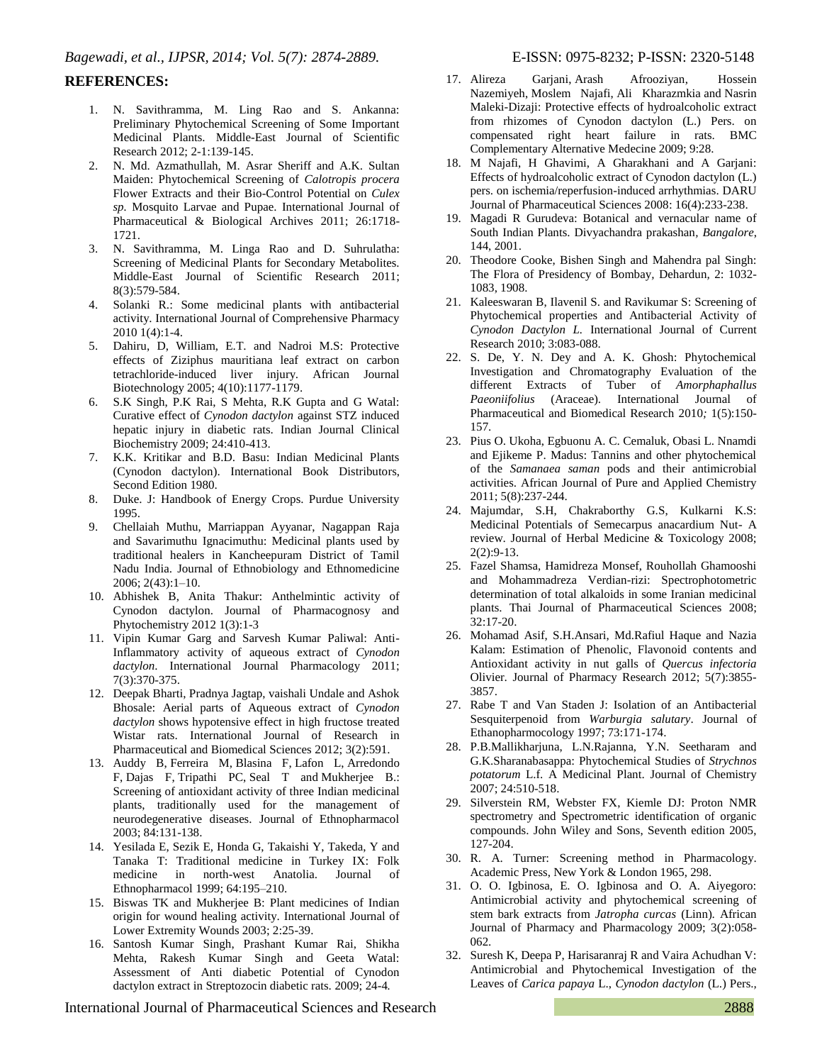## REFERENCES:

1. N. Savithramma, M. Ling Rao and S. Ankanna: Preliminary Phytochemical Screening of Some Important Medicinal Plants. Middle-East Journal of Scientific Research 2012; 2-1:139-145.
2. N. Md. Azmathullah, M. Asrar Sheriff and A.K. Sultan Maiden: Phytochemical Screening of *Calotropis procera* Flower Extracts and their Bio-Control Potential on *Culex sp.* Mosquito Larvae and Pupae. International Journal of Pharmaceutical & Biological Archives 2011; 26:1718-1721.
3. N. Savithramma, M. Linga Rao and D. Suhrulatha: Screening of Medicinal Plants for Secondary Metabolites. Middle-East Journal of Scientific Research 2011; 8(3):579-584.
4. Solanki R.: Some medicinal plants with antibacterial activity. International Journal of Comprehensive Pharmacy 2010 1(4):1-4.
5. Dahiru, D, William, E.T. and Nadroi M.S: Protective effects of Ziziphus mauritiana leaf extract on carbon tetrachloride-induced liver injury. African Journal Biotechnology 2005; 4(10):1177-1179.
6. S.K Singh, P.K Rai, S Mehta, R.K Gupta and G Watal: Curative effect of *Cynodon dactylon* against STZ induced hepatic injury in diabetic rats. Indian Journal Clinical Biochemistry 2009; 24:410-413.
7. K.K. Kritikar and B.D. Basu: Indian Medicinal Plants (Cynodon dactylon). International Book Distributors, Second Edition 1980.
8. Duke. J: Handbook of Energy Crops. Purdue University 1995.
9. Chellaiah Muthu, Marriappan Ayyanar, Nagappan Raja and Savarimuthu Ignacimuthu: Medicinal plants used by traditional healers in Kancheepuram District of Tamil Nadu India. Journal of Ethnobiology and Ethnomedicine 2006; 2(43):1–10.
10. Abhishek B, Anita Thakur: Anthelmintic activity of Cynodon dactylon. Journal of Pharmacognosy and Phytochemistry 2012 1(3):1-3
11. Vipin Kumar Garg and Sarvesh Kumar Paliwal: Anti-Inflammatory activity of aqueous extract of *Cynodon dactylon*. International Journal Pharmacology 2011; 7(3):370-375.
12. Deepak Bharti, Pradnya Jagtap, vaishali Undale and Ashok Bhosale: Aerial parts of Aqueous extract of *Cynodon dactylon* shows hypotensive effect in high fructose treated Wistar rats. International Journal of Research in Pharmaceutical and Biomedical Sciences 2012; 3(2):591.
13. Auddy B, Ferreira M, Blasina F, Lafon L, Arredondo F, Dajas F, Tripathi PC, Seal T and Mukherjee B.: Screening of antioxidant activity of three Indian medicinal plants, traditionally used for the management of neurodegenerative diseases. Journal of Ethnopharmacol 2003; 84:131-138.
14. Yesilada E, Sezik E, Honda G, Takaishi Y, Takeda, Y and Tanaka T: Traditional medicine in Turkey IX: Folk medicine in north-west Anatolia. Journal of Ethnopharmacol 1999; 64:195–210.
15. Biswas TK and Mukherjee B: Plant medicines of Indian origin for wound healing activity. International Journal of Lower Extremity Wounds 2003; 2:25-39.
16. Santosh Kumar Singh, Prashant Kumar Rai, Shikha Mehta, Rakesh Kumar Singh and Geeta Watal: Assessment of Anti diabetic Potential of Cynodon dactylon extract in Streptozocin diabetic rats. 2009; 24-4.
17. Alireza Garjani, Arash Afrooziyan, Hossein Nazemiyeh, Moslem Najafi, Ali Kharazmkia and Nasrin Maleki-Dizaji: Protective effects of hydroalcoholic extract from rhizomes of Cynodon dactylon (L.) Pers. on compensated right heart failure in rats. BMC Complementary Alternative Medecine 2009; 9:28.
18. M Najafi, H Ghavimi, A Gharakhani and A Garjani: Effects of hydroalcoholic extract of Cynodon dactylon (L.) pers. on ischemia/reperfusion-induced arrhythmias. DARU Journal of Pharmaceutical Sciences 2008: 16(4):233-238.
19. Magadi R Gurudeva: Botanical and vernacular name of South Indian Plants. Divyachandra prakashan, *Bangalore*, 144, 2001.
20. Theodore Cooke, Bishen Singh and Mahendra pal Singh: The Flora of Presidency of Bombay, Dehardun, 2: 1032-1083, 1908.
21. Kaleeswaran B, Ilavenil S. and Ravikumar S: Screening of Phytochemical properties and Antibacterial Activity of *Cynodon Dactylon L.* International Journal of Current Research 2010; 3:083-088.
22. S. De, Y. N. Dey and A. K. Ghosh: Phytochemical Investigation and Chromatography Evaluation of the different Extracts of Tuber of *Amorphaphallus Paeoniifolius* (Araceae). International Journal of Pharmaceutical and Biomedical Research 2010*;* 1(5):150-157.
23. Pius O. Ukoha, Egbuonu A. C. Cemaluk, Obasi L. Nnamdi and Ejikeme P. Madus: Tannins and other phytochemical of the *Samanaea saman* pods and their antimicrobial activities. African Journal of Pure and Applied Chemistry 2011; 5(8):237-244.
24. Majumdar, S.H, Chakraborthy G.S, Kulkarni K.S: Medicinal Potentials of Semecarpus anacardium Nut- A review. Journal of Herbal Medicine & Toxicology 2008; 2(2):9-13.
25. Fazel Shamsa, Hamidreza Monsef, Rouhollah Ghamooshi and Mohammadreza Verdian-rizi: Spectrophotometric determination of total alkaloids in some Iranian medicinal plants. Thai Journal of Pharmaceutical Sciences 2008; 32:17-20.
26. Mohamad Asif, S.H.Ansari, Md.Rafiul Haque and Nazia Kalam: Estimation of Phenolic, Flavonoid contents and Antioxidant activity in nut galls of *Quercus infectoria* Olivier. Journal of Pharmacy Research 2012; 5(7):3855-3857.
27. Rabe T and Van Staden J: Isolation of an Antibacterial Sesquiterpenoid from *Warburgia salutary*. Journal of Ethanopharmocology 1997; 73:171-174.
28. P.B.Mallikharjuna, L.N.Rajanna, Y.N. Seetharam and G.K.Sharanabasappa: Phytochemical Studies of *Strychnos potatorum* L.f. A Medicinal Plant. Journal of Chemistry 2007; 24:510-518.
29. Silverstein RM, Webster FX, Kiemle DJ: Proton NMR spectrometry and Spectrometric identification of organic compounds. John Wiley and Sons, Seventh edition 2005, 127-204.
30. R. A. Turner: Screening method in Pharmacology. Academic Press, New York & London 1965, 298.
31. O. O. Igbinosa, E. O. Igbinosa and O. A. Aiyegoro: Antimicrobial activity and phytochemical screening of stem bark extracts from *Jatropha curcas* (Linn). African Journal of Pharmacy and Pharmacology 2009; 3(2):058-062.
32. Suresh K, Deepa P, Harisaranraj R and Vaira Achudhan V: Antimicrobial and Phytochemical Investigation of the Leaves of *Carica papaya* L., *Cynodon dactylon* (L.) Pers.,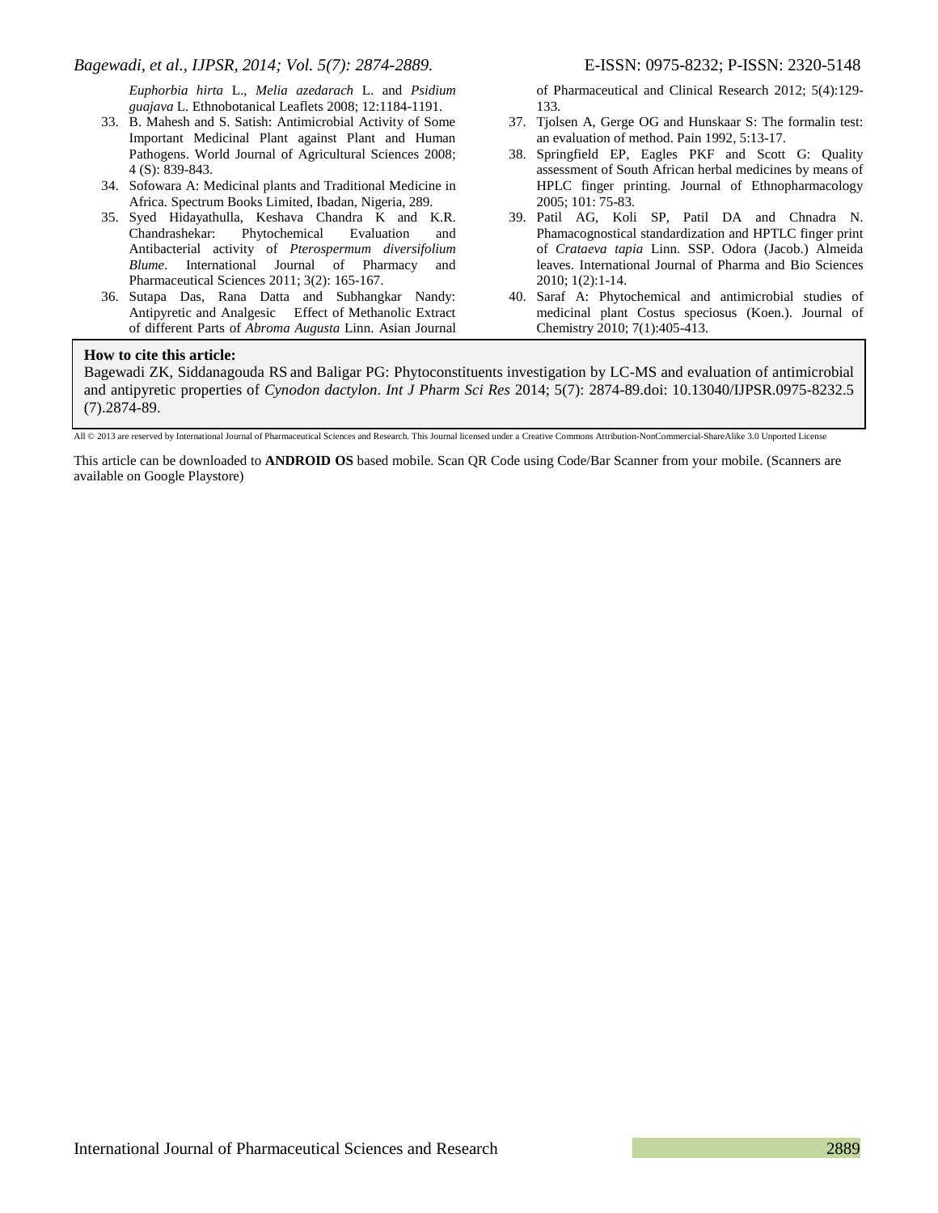*Euphorbia hirta* L., *Melia azedarach* L. and *Psidium guajava* L. Ethnobotanical Leaflets 2008; 12:1184-1191.

33. B. Mahesh and S. Satish: Antimicrobial Activity of Some Important Medicinal Plant against Plant and Human Pathogens. World Journal of Agricultural Sciences 2008; 4 (S): 839-843.
34. Sofowara A: Medicinal plants and Traditional Medicine in Africa. Spectrum Books Limited, Ibadan, Nigeria, 289.
35. Syed Hidayathulla, Keshava Chandra K and K.R. Chandrashekar: Phytochemical Evaluation and Antibacterial activity of *Pterospermum diversifolium Blume*. International Journal of Pharmacy and Pharmaceutical Sciences 2011; 3(2): 165-167.
36. Sutapa Das, Rana Datta and Subhangkar Nandy: Antipyretic and Analgesic Effect of Methanolic Extract of different Parts of *Abroma Augusta* Linn. Asian Journal of Pharmaceutical and Clinical Research 2012; 5(4):129-133.
37. Tjolsen A, Gerge OG and Hunskaar S: The formalin test: an evaluation of method. Pain 1992, 5:13-17.
38. Springfield EP, Eagles PKF and Scott G: Quality assessment of South African herbal medicines by means of HPLC finger printing. Journal of Ethnopharmacology 2005; 101: 75-83.
39. Patil AG, Koli SP, Patil DA and Chnadra N. Phamacognostical standardization and HPTLC finger print of *Crataeva tapia* Linn. SSP. Odora (Jacob.) Almeida leaves. International Journal of Pharma and Bio Sciences 2010; 1(2):1-14.
40. Saraf A: Phytochemical and antimicrobial studies of medicinal plant Costus speciosus (Koen.). Journal of Chemistry 2010; 7(1):405-413.

**How to cite this article:**

Bagewadi ZK, Siddanagouda RS and Baligar PG: Phytoconstituents investigation by LC-MS and evaluation of antimicrobial and antipyretic properties of *Cynodon dactylon*. *Int J Pharm Sci Res* 2014; 5(7): 2874-89.doi: 10.13040/IJPSR.0975-8232.5 (7).2874-89.

All © 2013 are reserved by International Journal of Pharmaceutical Sciences and Research. This Journal licensed under a Creative Commons Attribution-NonCommercial-ShareAlike 3.0 Unported License

This article can be downloaded to **ANDROID OS** based mobile. Scan QR Code using Code/Bar Scanner from your mobile. (Scanners are available on Google Playstore)